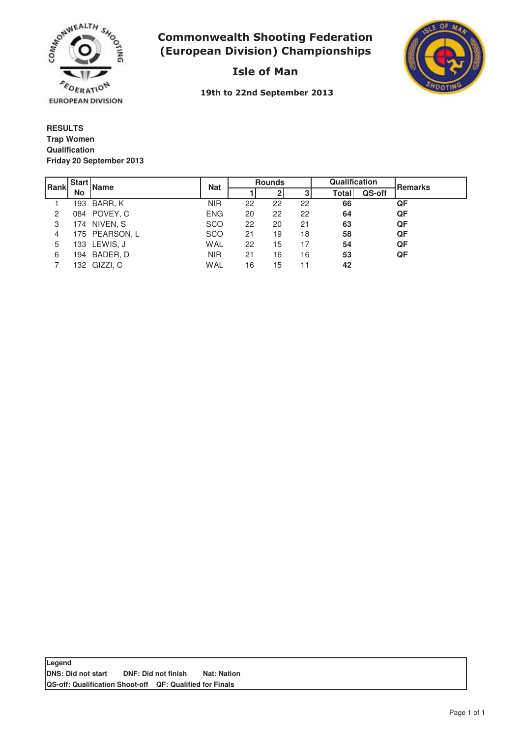# Commonwealth Shooting Federation (European Division) Championships

## Isle of Man

**19th to 22nd September 2013**

**RESULTS**
**Trap Women**
**Qualification**
**Friday 20 September 2013**

| Rank | Start No | Name | Nat | Rounds | | | Qualification | | Remarks |
|---|---|---|---|---|---|---|---|---|---|
| | | | | 1 | 2 | 3 | Total | QS-off | |
| 1 | 193 | BARR, K | NIR | 22 | 22 | 22 | **66** | | **QF** |
| 2 | 084 | POVEY, C | ENG | 20 | 22 | 22 | **64** | | **QF** |
| 3 | 174 | NIVEN, S | SCO | 22 | 20 | 21 | **63** | | **QF** |
| 4 | 175 | PEARSON, L | SCO | 21 | 19 | 18 | **58** | | **QF** |
| 5 | 133 | LEWIS, J | WAL | 22 | 15 | 17 | **54** | | **QF** |
| 6 | 194 | BADER, D | NIR | 21 | 16 | 16 | **53** | | **QF** |
| 7 | 132 | GIZZI, C | WAL | 16 | 15 | 11 | **42** | | |

**Legend**
**DNS: Did not start** **DNF: Did not finish** **Nat: Nation**
**QS-off: Qualification Shoot-off** **QF: Qualified for Finals**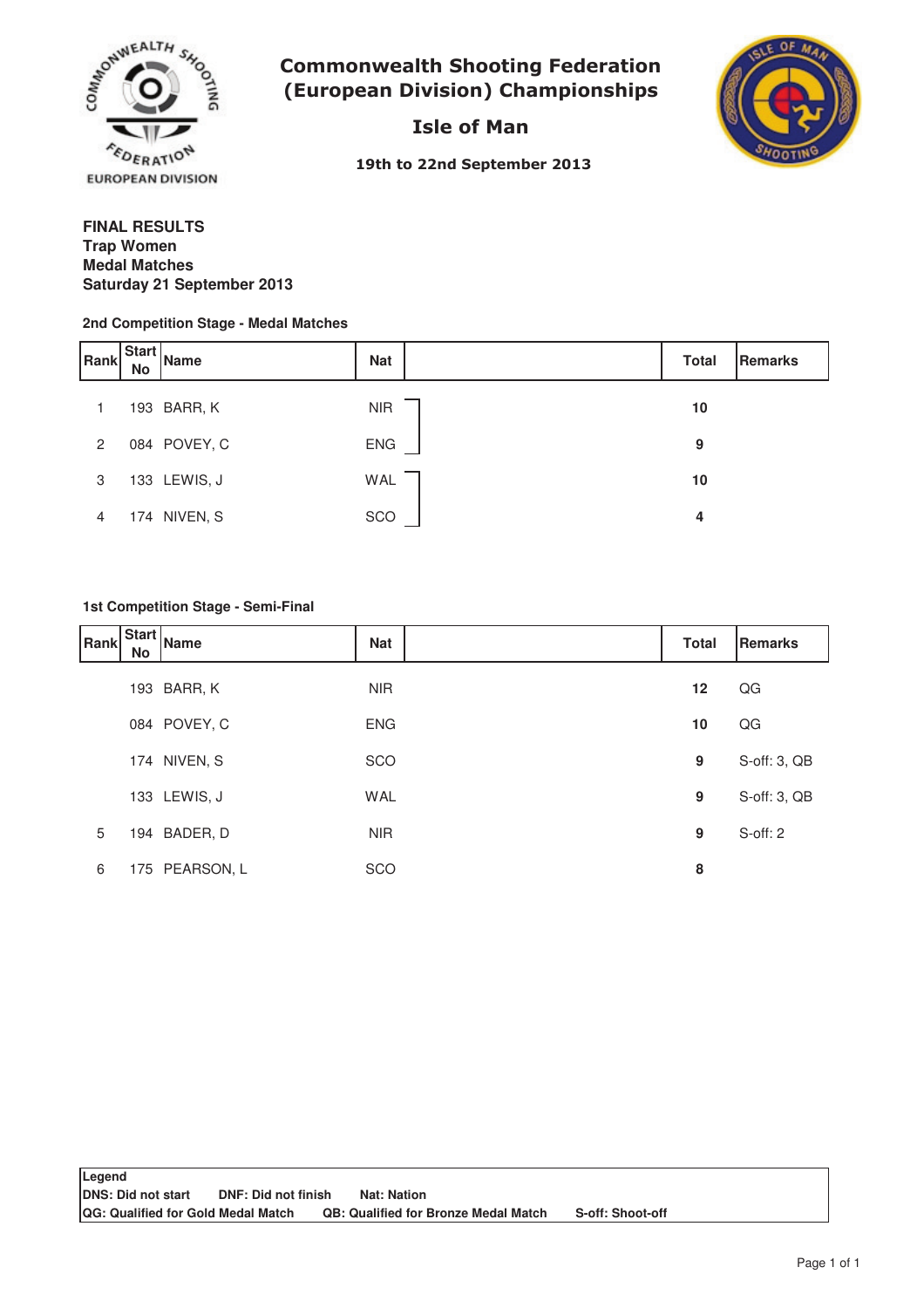# Commonwealth Shooting Federation (European Division) Championships

## Isle of Man

**19th to 22nd September 2013**

**FINAL RESULTS**
**Trap Women**
**Medal Matches**
**Saturday 21 September 2013**

### 2nd Competition Stage - Medal Matches

| Rank | Start No | Name | Nat | | Total | Remarks |
|---|---|---|---|---|---|---|
| 1 | 193 | BARR, K | NIR | | **10** | |
| 2 | 084 | POVEY, C | ENG | | **9** | |
| 3 | 133 | LEWIS, J | WAL | | **10** | |
| 4 | 174 | NIVEN, S | SCO | | **4** | |

### 1st Competition Stage - Semi-Final

| Rank | Start No | Name | Nat | | Total | Remarks |
|---|---|---|---|---|---|---|
| | 193 | BARR, K | NIR | | **12** | QG |
| | 084 | POVEY, C | ENG | | **10** | QG |
| | 174 | NIVEN, S | SCO | | **9** | S-off: 3, QB |
| | 133 | LEWIS, J | WAL | | **9** | S-off: 3, QB |
| 5 | 194 | BADER, D | NIR | | **9** | S-off: 2 |
| 6 | 175 | PEARSON, L | SCO | | **8** | |

**Legend**
**DNS: Did not start** **DNF: Did not finish** **Nat: Nation**
**QG: Qualified for Gold Medal Match** **QB: Qualified for Bronze Medal Match** **S-off: Shoot-off**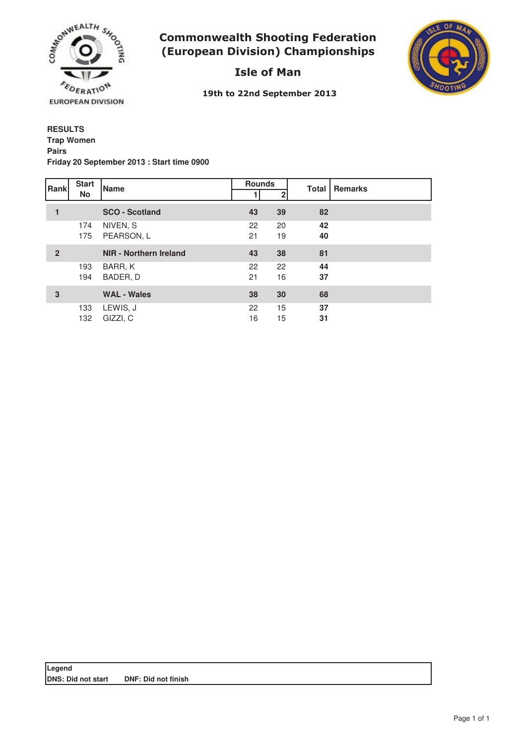# Commonwealth Shooting Federation (European Division) Championships

## Isle of Man

**19th to 22nd September 2013**

**RESULTS**
**Trap Women**
**Pairs**
**Friday 20 September 2013 : Start time 0900**

| Rank | Start No | Name | Rounds 1 | Rounds 2 | Total | Remarks |
|---|---|---|---|---|---|---|
| **1** | | **SCO - Scotland** | **43** | **39** | **82** | |
| | 174 | NIVEN, S | 22 | 20 | **42** | |
| | 175 | PEARSON, L | 21 | 19 | **40** | |
| **2** | | **NIR - Northern Ireland** | **43** | **38** | **81** | |
| | 193 | BARR, K | 22 | 22 | **44** | |
| | 194 | BADER, D | 21 | 16 | **37** | |
| **3** | | **WAL - Wales** | **38** | **30** | **68** | |
| | 133 | LEWIS, J | 22 | 15 | **37** | |
| | 132 | GIZZI, C | 16 | 15 | **31** | |

**Legend**
**DNS: Did not start** **DNF: Did not finish**